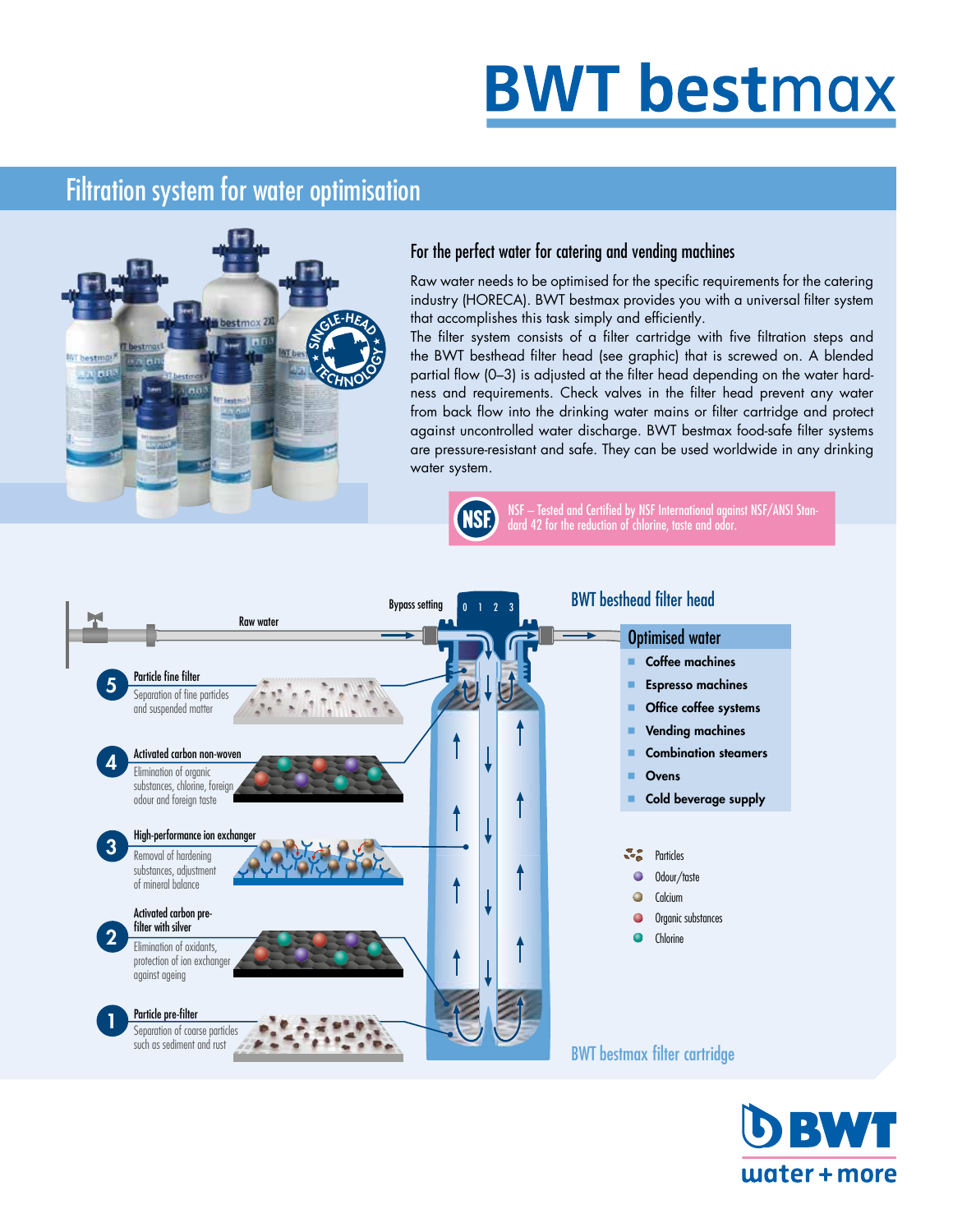# BWT bestmax

## Filtration system for water optimisation

### For the perfect water for catering and vending machines

Raw water needs to be optimised for the specific requirements for the catering industry (HORECA). BWT bestmax provides you with a universal filter system that accomplishes this task simply and efficiently.

The filter system consists of a filter cartridge with five filtration steps and the BWT besthead filter head (see graphic) that is screwed on. A blended partial flow (0–3) is adjusted at the filter head depending on the water hardness and requirements. Check valves in the filter head prevent any water from back flow into the drinking water mains or filter cartridge and protect against uncontrolled water discharge. BWT bestmax food-safe filter systems are pressure-resistant and safe. They can be used worldwide in any drinking water system.

NSF – Tested and Certified by NSF International against NSF/ANSI Standard 42 for the reduction of chlorine, taste and odor.

Raw water

Bypass setting 0 1 2 3

**5** Particle fine filter
Separation of fine particles and suspended matter

**4** Activated carbon non-woven
Elimination of organic substances, chlorine, foreign odour and foreign taste

**3** High-performance ion exchanger
Removal of hardening substances, adjustment of mineral balance

**2** Activated carbon pre-filter with silver
Elimination of oxidants, protection of ion exchanger against ageing

**1** Particle pre-filter
Separation of coarse particles such as sediment and rust

BWT besthead filter head

### Optimised water

- **Coffee machines**
- **Espresso machines**
- **Office coffee systems**
- **Vending machines**
- **Combination steamers**
- **Ovens**
- **Cold beverage supply**

- Particles
- Odour/taste
- Calcium
- Organic substances
- Chlorine

BWT bestmax filter cartridge

BWT water + more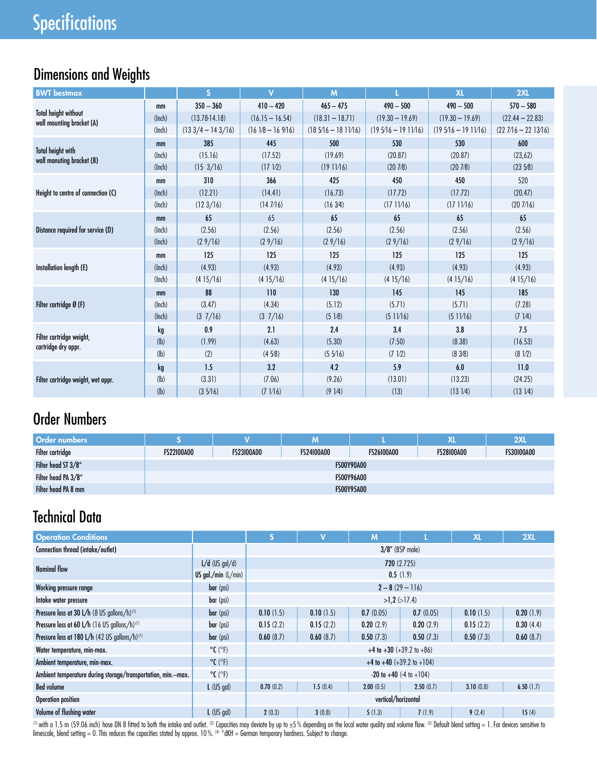# Specifications

## Dimensions and Weights

| BWT bestmax | | S | V | M | L | XL | 2XL |
|---|---|---|---|---|---|---|---|
| Total height without wall mounting bracket (A) | mm | 350 – 360 | 410 – 420 | 465 – 475 | 490 – 500 | 490 – 500 | 570 – 580 |
| | (Inch) | (13.78-14.18) | (16.15 – 16.54) | (18.31 – 18.71) | (19.30 – 19.69) | (19.30 – 19.69) | (22.44 – 22.83) |
| | (Inch) | (13 3/4 – 14 3/16) | (16 1/8 – 16 9/16) | (18 5/16 – 18 11/16) | (19 5/16 – 19 11/16) | (19 5/16 – 19 11/16) | (22 7/16 – 22 13/16) |
| Total height with wall monuting bracket (B) | mm | 385 | 445 | 500 | 530 | 530 | 600 |
| | (Inch) | (15.16) | (17.52) | (19.69) | (20.87) | (20.87) | (23,62) |
| | (Inch) | (15 3/16) | (17 1/2) | (19 11/16) | (20 7/8) | (20 7/8) | (23 5/8) |
| Height to centre of connection (C) | mm | 310 | 366 | 425 | 450 | 450 | 520 |
| | (Inch) | (12.21) | (14.41) | (16.73) | (17.72) | (17.72) | (20.47) |
| | (Inch) | (12 3/16) | (14 7/16) | (16 3/4) | (17 11/16) | (17 11/16) | (20 7/16) |
| Distance required for service (D) | mm | 65 | 65 | 65 | 65 | 65 | 65 |
| | (Inch) | (2.56) | (2.56) | (2.56) | (2.56) | (2.56) | (2.56) |
| | (Inch) | (2 9/16) | (2 9/16) | (2 9/16) | (2 9/16) | (2 9/16) | (2 9/16) |
| Installation length (E) | mm | 125 | 125 | 125 | 125 | 125 | 125 |
| | (Inch) | (4.93) | (4.93) | (4.93) | (4.93) | (4.93) | (4.93) |
| | (Inch) | (4 15/16) | (4 15/16) | (4 15/16) | (4 15/16) | (4 15/16) | (4 15/16) |
| Filter cartridge Ø (F) | mm | 88 | 110 | 130 | 145 | 145 | 185 |
| | (Inch) | (3.47) | (4.34) | (5.12) | (5.71) | (5.71) | (7.28) |
| | (Inch) | (3 7/16) | (3 7/16) | (5 1/8) | (5 11/16) | (5 11/16) | (7 1/4) |
| Filter cartridge weight, cartridge dry appr. | kg | 0.9 | 2.1 | 2.4 | 3.4 | 3.8 | 7.5 |
| | (lb) | (1.99) | (4.63) | (5.30) | (7.50) | (8.38) | (16.53) |
| | (lb) | (2) | (4 5/8) | (5 5/16) | (7 1/2) | (8 3/8) | (8 1/2) |
| Filter cartridge weight, wet appr. | kg | 1.5 | 3.2 | 4.2 | 5.9 | 6.0 | 11.0 |
| | (lb) | (3.31) | (7.06) | (9.26) | (13.01) | (13.23) | (24.25) |
| | (lb) | (3 5/16) | (7 1/16) | (9 1/4) | (13) | (13 1/4) | (13 1/4) |

## Order Numbers

| Order numbers | S | V | M | L | XL | 2XL |
|---|---|---|---|---|---|---|
| Filter cartridge | FS22I00A00 | FS23I00A00 | FS24I00A00 | FS26I00A00 | FS28I00A00 | FS30I00A00 |
| Filter head ST 3/8" | FS00Y90A00 | | | | | |
| Filter head PA 3/8" | FS00Y96A00 | | | | | |
| Filter head PA 8 mm | FS00Y95A00 | | | | | |

## Technical Data

| Operation Conditions | | S | V | M | L | XL | 2XL |
|---|---|---|---|---|---|---|---|
| Connection thread (intake/outlet) | | 3/8" (BSP male) | | | | | |
| Nominal flow | L/d (US gal/d) | 720 (2.725) | | | | | |
| | US gal./min (L/min) | 0.5 (1.9) | | | | | |
| Working pressure range | bar (psi) | 2 – 8 (29 – 116) | | | | | |
| Intake water pressure | bar (psi) | >1,2 (>17.4) | | | | | |
| Pressure loss at 30 L/h (8 US gallons/h)[1] | bar (psi) | 0.10 (1.5) | 0.10 (1.5) | 0.7 (0.05) | 0.7 (0.05) | 0.10 (1.5) | 0.20 (1.9) |
| Pressure loss at 60 L/h (16 US gallons/h)[1] | bar (psi) | 0.15 (2.2) | 0.15 (2.2) | 0.20 (2.9) | 0.20 (2.9) | 0.15 (2.2) | 0.30 (4.4) |
| Pressure loss at 180 L/h (42 US gallons/h)[1] | bar (psi) | 0.60 (8.7) | 0.60 (8.7) | 0.50 (7.3) | 0.50 (7.3) | 0.50 (7.3) | 0.60 (8.7) |
| Water temperature, min-max. | °C (°F) | +4 to +30 (+39.2 to +86) | | | | | |
| Ambient temperature, min-max. | °C (°F) | +4 to +40 (+39.2 to +104) | | | | | |
| Ambient temperature during storage/transportation, min.–max. | °C (°F) | -20 to +40 (-4 to +104) | | | | | |
| Bed volume | L (US gal) | 0.70 (0.2) | 1.5 (0.4) | 2.00 (0.5) | 2.50 (0.7) | 3.10 (0.8) | 6.50 (1.7) |
| Operation position | | vertical/horizontal | | | | | |
| Volume of flushing water | L (US gal) | 2 (0.3) | 3 (0.8) | 5 (1.3) | 7 (1.9) | 9 (2.4) | 15 (4) |

[1] with a 1.5 m (59.06 inch) hose DN 8 fitted to both the intake and outlet. [2] Capacities may deviate by up to ±5 % depending on the local water quality and volume flow. [3] Default blend setting = 1. For devices sensitive to limescale, blend setting = 0. This reduces the capacities stated by approx. 10 %. [4] °dKH = German temporary hardness. Subject to change.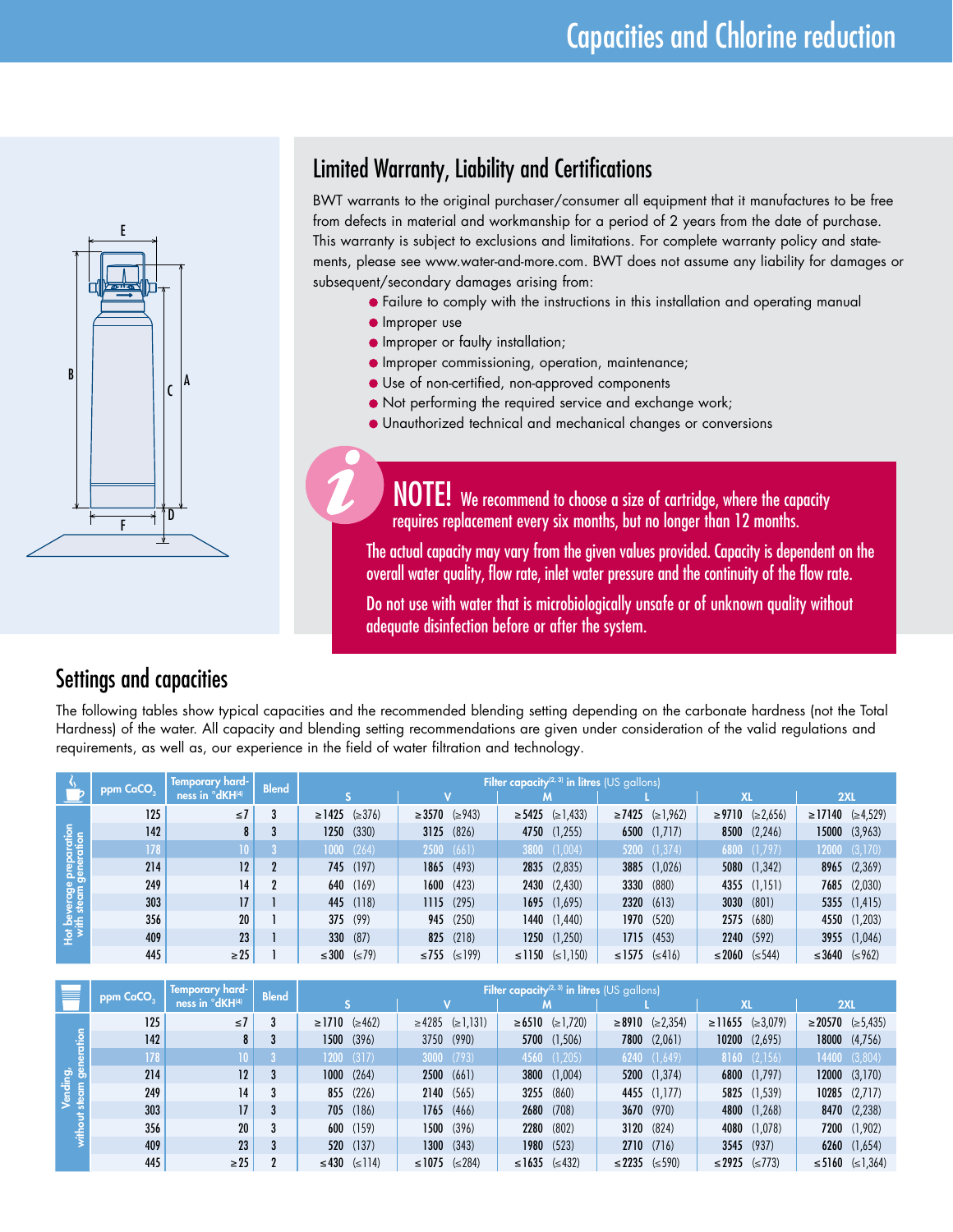# Capacities and Chlorine reduction

## Limited Warranty, Liability and Certifications

BWT warrants to the original purchaser/consumer all equipment that it manufactures to be free from defects in material and workmanship for a period of 2 years from the date of purchase. This warranty is subject to exclusions and limitations. For complete warranty policy and statements, please see www.water-and-more.com. BWT does not assume any liability for damages or subsequent/secondary damages arising from:

- Failure to comply with the instructions in this installation and operating manual
- Improper use
- Improper or faulty installation;
- Improper commissioning, operation, maintenance;
- Use of non-certified, non-approved components
- Not performing the required service and exchange work;
- Unauthorized technical and mechanical changes or conversions

**NOTE!** We recommend to choose a size of cartridge, where the capacity requires replacement every six months, but no longer than 12 months.

The actual capacity may vary from the given values provided. Capacity is dependent on the overall water quality, flow rate, inlet water pressure and the continuity of the flow rate.

Do not use with water that is microbiologically unsafe or of unknown quality without adequate disinfection before or after the system.

## Settings and capacities

The following tables show typical capacities and the recommended blending setting depending on the carbonate hardness (not the Total Hardness) of the water. All capacity and blending setting recommendations are given under consideration of the valid regulations and requirements, as well as, our experience in the field of water filtration and technology.

**Hot beverage preparation with steam generation**

| ppm $CaCO_3$ | Temporary hardness in °dKH[4] | Blend | Filter capacity[2, 3] in litres (US gallons) S | V | M | L | XL | 2XL |
|---|---|---|---|---|---|---|---|---|
| 125 | ≤7 | 3 | ≥1425 (≥376) | ≥3570 (≥943) | ≥5425 (≥1,433) | ≥7425 (≥1,962) | ≥9710 (≥2,656) | ≥17140 (≥4,529) |
| 142 | 8 | 3 | 1250 (330) | 3125 (826) | 4750 (1,255) | 6500 (1,717) | 8500 (2,246) | 15000 (3,963) |
| 178 | 10 | 3 | 1000 (264) | 2500 (661) | 3800 (1,004) | 5200 (1,374) | 6800 (1,797) | 12000 (3,170) |
| 214 | 12 | 2 | 745 (197) | 1865 (493) | 2835 (2,835) | 3885 (1,026) | 5080 (1,342) | 8965 (2,369) |
| 249 | 14 | 2 | 640 (169) | 1600 (423) | 2430 (2,430) | 3330 (880) | 4355 (1,151) | 7685 (2,030) |
| 303 | 17 | 1 | 445 (118) | 1115 (295) | 1695 (1,695) | 2320 (613) | 3030 (801) | 5355 (1,415) |
| 356 | 20 | 1 | 375 (99) | 945 (250) | 1440 (1,440) | 1970 (520) | 2575 (680) | 4550 (1,203) |
| 409 | 23 | 1 | 330 (87) | 825 (218) | 1250 (1,250) | 1715 (453) | 2240 (592) | 3955 (1,046) |
| 445 | ≥25 | 1 | ≤300 (≤79) | ≤755 (≤199) | ≤1150 (≤1,150) | ≤1575 (≤416) | ≤2060 (≤544) | ≤3640 (≤962) |

**Vending, without steam generation**

| ppm $CaCO_3$ | Temporary hardness in °dKH[4] | Blend | Filter capacity[2, 3] in litres (US gallons) S | V | M | L | XL | 2XL |
|---|---|---|---|---|---|---|---|---|
| 125 | ≤7 | 3 | ≥1710 (≥462) | ≥4285 (≥1,131) | ≥6510 (≥1,720) | ≥8910 (≥2,354) | ≥11655 (≥3,079) | ≥20570 (≥5,435) |
| 142 | 8 | 3 | 1500 (396) | 3750 (990) | 5700 (1,506) | 7800 (2,061) | 10200 (2,695) | 18000 (4,756) |
| 178 | 10 | 3 | 1200 (317) | 3000 (793) | 4560 (1,205) | 6240 (1,649) | 8160 (2,156) | 14400 (3,804) |
| 214 | 12 | 3 | 1000 (264) | 2500 (661) | 3800 (1,004) | 5200 (1,374) | 6800 (1,797) | 12000 (3,170) |
| 249 | 14 | 3 | 855 (226) | 2140 (565) | 3255 (860) | 4455 (1,177) | 5825 (1,539) | 10285 (2,717) |
| 303 | 17 | 3 | 705 (186) | 1765 (466) | 2680 (708) | 3670 (970) | 4800 (1,268) | 8470 (2,238) |
| 356 | 20 | 3 | 600 (159) | 1500 (396) | 2280 (802) | 3120 (824) | 4080 (1,078) | 7200 (1,902) |
| 409 | 23 | 3 | 520 (137) | 1300 (343) | 1980 (523) | 2710 (716) | 3545 (937) | 6260 (1,654) |
| 445 | ≥25 | 2 | ≤430 (≤114) | ≤1075 (≤284) | ≤1635 (≤432) | ≤2235 (≤590) | ≤2925 (≤773) | ≤5160 (≤1,364) |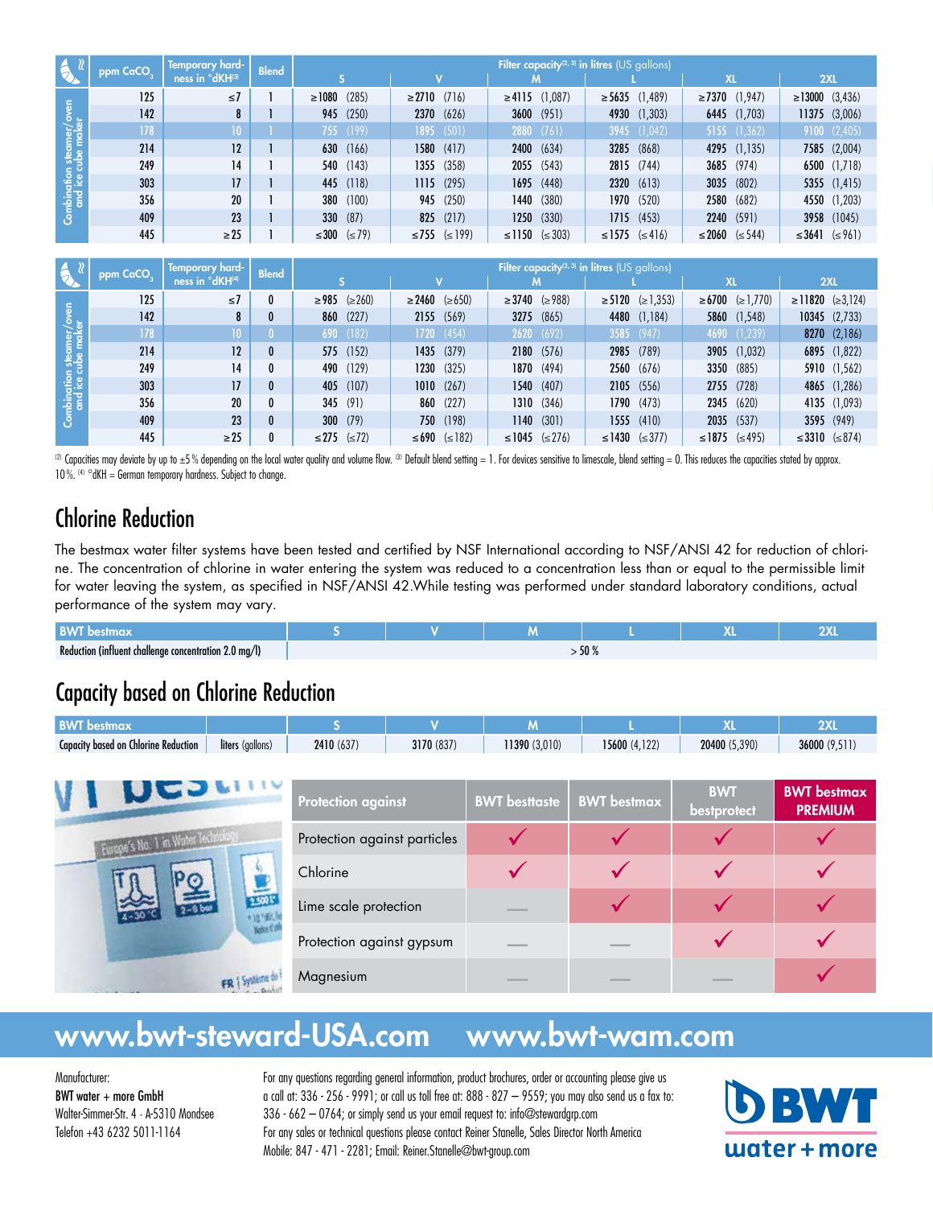| | ppm $CaCO_3$ | Temporary hardness in °dKH[3] | Blend | Filter capacity[2, 3] in litres (US gallons) | | | | | |
|---|---|---|---|---|---|---|---|---|---|
| | | | | S | V | M | L | XL | 2XL |
| Combination steamer/oven and ice cube maker | 125 | ≤7 | 1 | ≥1080 (285) | ≥2710 (716) | ≥4115 (1,087) | ≥5635 (1,489) | ≥7370 (1,947) | ≥13000 (3,436) |
| | 142 | 8 | 1 | 945 (250) | 2370 (626) | 3600 (951) | 4930 (1,303) | 6445 (1,703) | 11375 (3,006) |
| | 178 | 10 | 1 | 755 (199) | 1895 (501) | 2880 (761) | 3945 (1,042) | 5155 (1,362) | 9100 (2,405) |
| | 214 | 12 | 1 | 630 (166) | 1580 (417) | 2400 (634) | 3285 (868) | 4295 (1,135) | 7585 (2,004) |
| | 249 | 14 | 1 | 540 (143) | 1355 (358) | 2055 (543) | 2815 (744) | 3685 (974) | 6500 (1,718) |
| | 303 | 17 | 1 | 445 (118) | 1115 (295) | 1695 (448) | 2320 (613) | 3035 (802) | 5355 (1,415) |
| | 356 | 20 | 1 | 380 (100) | 945 (250) | 1440 (380) | 1970 (520) | 2580 (682) | 4550 (1,203) |
| | 409 | 23 | 1 | 330 (87) | 825 (217) | 1250 (330) | 1715 (453) | 2240 (591) | 3958 (1045) |
| | 445 | ≥25 | 1 | ≤300 (≤79) | ≤755 (≤199) | ≤1150 (≤303) | ≤1575 (≤416) | ≤2060 (≤544) | ≤3641 (≤961) |

| | ppm $CaCO_3$ | Temporary hardness in °dKH[4] | Blend | Filter capacity[2, 3] in litres (US gallons) | | | | | |
|---|---|---|---|---|---|---|---|---|---|
| | | | | S | V | M | L | XL | 2XL |
| Combination steamer/oven and ice cube maker | 125 | ≤7 | 0 | ≥985 (≥260) | ≥2460 (≥650) | ≥3740 (≥988) | ≥5120 (≥1,353) | ≥6700 (≥1,770) | ≥11820 (≥3,124) |
| | 142 | 8 | 0 | 860 (227) | 2155 (569) | 3275 (865) | 4480 (1,184) | 5860 (1,548) | 10345 (2,733) |
| | 178 | 10 | 0 | 690 (182) | 1720 (454) | 2620 (692) | 3585 (947) | 4690 (1,239) | 8270 (2,186) |
| | 214 | 12 | 0 | 575 (152) | 1435 (379) | 2180 (576) | 2985 (789) | 3905 (1,032) | 6895 (1,822) |
| | 249 | 14 | 0 | 490 (129) | 1230 (325) | 1870 (494) | 2560 (676) | 3350 (885) | 5910 (1,562) |
| | 303 | 17 | 0 | 405 (107) | 1010 (267) | 1540 (407) | 2105 (556) | 2755 (728) | 4865 (1,286) |
| | 356 | 20 | 0 | 345 (91) | 860 (227) | 1310 (346) | 1790 (473) | 2345 (620) | 4135 (1,093) |
| | 409 | 23 | 0 | 300 (79) | 750 (198) | 1140 (301) | 1555 (410) | 2035 (537) | 3595 (949) |
| | 445 | ≥25 | 0 | ≤275 (≤72) | ≤690 (≤182) | ≤1045 (≤276) | ≤1430 (≤377) | ≤1875 (≤495) | ≤3310 (≤874) |

[2] Capacities may deviate by up to ±5 % depending on the local water quality and volume flow. [3] Default blend setting = 1. For devices sensitive to limescale, blend setting = 0. This reduces the capacities stated by approx. 10 %. [4] °dKH = German temporary hardness. Subject to change.

## Chlorine Reduction

The bestmax water filter systems have been tested and certified by NSF International according to NSF/ANSI 42 for reduction of chlorine. The concentration of chlorine in water entering the system was reduced to a concentration less than or equal to the permissible limit for water leaving the system, as specified in NSF/ANSI 42.While testing was performed under standard laboratory conditions, actual performance of the system may vary.

| BWT bestmax | S | V | M | L | XL | 2XL |
|---|---|---|---|---|---|---|
| Reduction (influent challenge concentration 2.0 mg/l) | > 50 % | | | | | |

## Capacity based on Chlorine Reduction

| BWT bestmax | | S | V | M | L | XL | 2XL |
|---|---|---|---|---|---|---|---|
| Capacity based on Chlorine Reduction | liters (gallons) | 2410 (637) | 3170 (837) | 11390 (3,010) | 15600 (4,122) | 20400 (5,390) | 36000 (9,511) |

| Protection against | BWT besttaste | BWT bestmax | BWT bestprotect | BWT bestmax PREMIUM |
|---|---|---|---|---|
| Protection against particles | ✓ | ✓ | ✓ | ✓ |
| Chlorine | ✓ | ✓ | ✓ | ✓ |
| Lime scale protection | — | ✓ | ✓ | ✓ |
| Protection against gypsum | — | — | ✓ | ✓ |
| Magnesium | — | — | — | ✓ |

## www.bwt-steward-USA.com www.bwt-wam.com

Manufacturer:
**BWT water + more GmbH**
Walter-Simmer-Str. 4 · A-5310 Mondsee
Telefon +43 6232 5011-1164

For any questions regarding general information, product brochures, order or accounting please give us a call at: 336 - 256 - 9991; or call us toll free at: 888 - 827 – 9559; you may also send us a fax to: 336 - 662 – 0764; or simply send us your email request to: info@stewardgrp.com
For any sales or technical questions please contact Reiner Stanelle, Sales Director North America
Mobile: 847 - 471 - 2281; Email: Reiner.Stanelle@bwt-group.com

BWT water + more